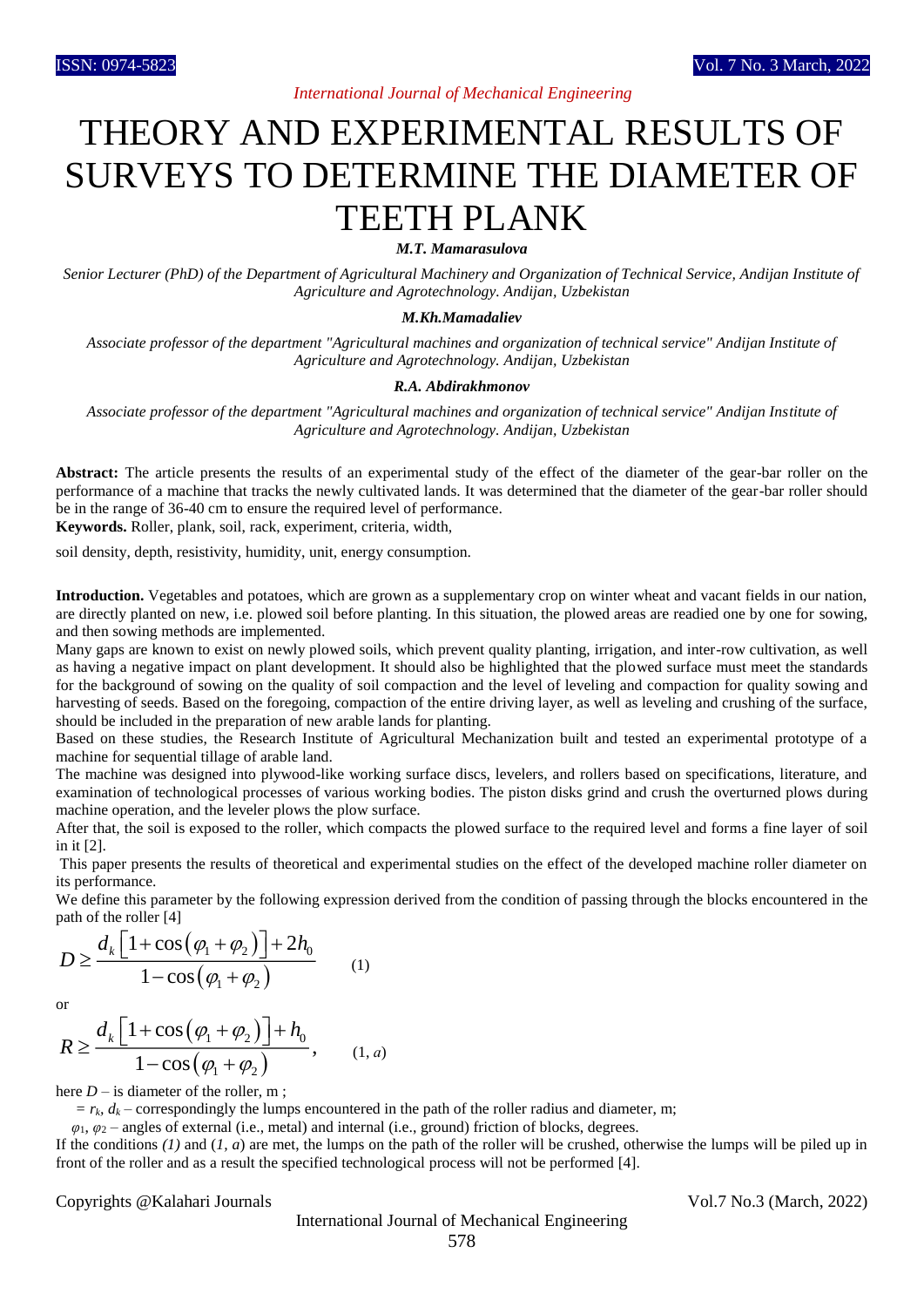# THEORY AND EXPERIMENTAL RESULTS OF SURVEYS TO DETERMINE THE DIAMETER OF TEETH PLANK

***M.T. Mamarasulova***

*Senior Lecturer (PhD) of the Department of Agricultural Machinery and Organization of Technical Service, Andijan Institute of Agriculture and Agrotechnology. Andijan, Uzbekistan*

***M.Kh.Mamadaliev***

*Associate professor of the department "Agricultural machines and organization of technical service" Andijan Institute of Agriculture and Agrotechnology. Andijan, Uzbekistan*

***R.A. Abdirakhmonov***

*Associate professor of the department "Agricultural machines and organization of technical service" Andijan Institute of Agriculture and Agrotechnology. Andijan, Uzbekistan*

**Abstract:** The article presents the results of an experimental study of the effect of the diameter of the gear-bar roller on the performance of a machine that tracks the newly cultivated lands. It was determined that the diameter of the gear-bar roller should be in the range of 36-40 cm to ensure the required level of performance.

**Keywords.** Roller, plank, soil, rack, experiment, criteria, width,

soil density, depth, resistivity, humidity, unit, energy consumption.

**Introduction.** Vegetables and potatoes, which are grown as a supplementary crop on winter wheat and vacant fields in our nation, are directly planted on new, i.e. plowed soil before planting. In this situation, the plowed areas are readied one by one for sowing, and then sowing methods are implemented.

Many gaps are known to exist on newly plowed soils, which prevent quality planting, irrigation, and inter-row cultivation, as well as having a negative impact on plant development. It should also be highlighted that the plowed surface must meet the standards for the background of sowing on the quality of soil compaction and the level of leveling and compaction for quality sowing and harvesting of seeds. Based on the foregoing, compaction of the entire driving layer, as well as leveling and crushing of the surface, should be included in the preparation of new arable lands for planting.

Based on these studies, the Research Institute of Agricultural Mechanization built and tested an experimental prototype of a machine for sequential tillage of arable land.

The machine was designed into plywood-like working surface discs, levelers, and rollers based on specifications, literature, and examination of technological processes of various working bodies. The piston disks grind and crush the overturned plows during machine operation, and the leveler plows the plow surface.

After that, the soil is exposed to the roller, which compacts the plowed surface to the required level and forms a fine layer of soil in it [2].

This paper presents the results of theoretical and experimental studies on the effect of the developed machine roller diameter on its performance.

We define this parameter by the following expression derived from the condition of passing through the blocks encountered in the path of the roller [4]

$$D \geq \frac{d_k\left[1+\cos\left(\varphi_1+\varphi_2\right)\right]+2h_0}{1-\cos\left(\varphi_1+\varphi_2\right)} \qquad (1)$$

or

$$R \geq \frac{d_k\left[1+\cos\left(\varphi_1+\varphi_2\right)\right]+h_0}{1-\cos\left(\varphi_1+\varphi_2\right)}, \qquad (1, a)$$

here $D$ – is diameter of the roller, m ;

$= r_k$, $d_k$ – correspondingly the lumps encountered in the path of the roller radius and diameter, m;

$\varphi_1$, $\varphi_2$ – angles of external (i.e., metal) and internal (i.e., ground) friction of blocks, degrees.

If the conditions *(1)* and (*1, a*) are met, the lumps on the path of the roller will be crushed, otherwise the lumps will be piled up in front of the roller and as a result the specified technological process will not be performed [4].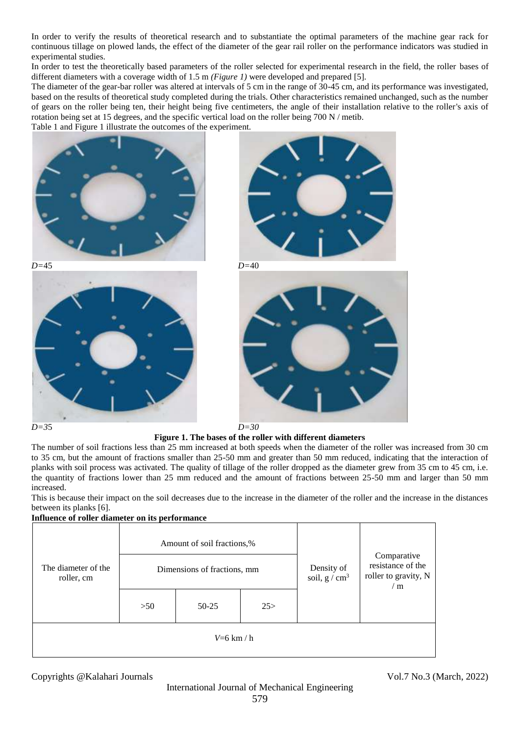In order to verify the results of theoretical research and to substantiate the optimal parameters of the machine gear rack for continuous tillage on plowed lands, the effect of the diameter of the gear rail roller on the performance indicators was studied in experimental studies.

In order to test the theoretically based parameters of the roller selected for experimental research in the field, the roller bases of different diameters with a coverage width of 1.5 m *(Figure 1)* were developed and prepared [5].

The diameter of the gear-bar roller was altered at intervals of 5 cm in the range of 30-45 cm, and its performance was investigated, based on the results of theoretical study completed during the trials. Other characteristics remained unchanged, such as the number of gears on the roller being ten, their height being five centimeters, the angle of their installation relative to the roller's axis of rotation being set at 15 degrees, and the specific vertical load on the roller being 700 N / metib.

Table 1 and Figure 1 illustrate the outcomes of the experiment.

*D*=45 *D*=40

*D*=35 *D*=30

**Figure 1. The bases of the roller with different diameters**

The number of soil fractions less than 25 mm increased at both speeds when the diameter of the roller was increased from 30 cm to 35 cm, but the amount of fractions smaller than 25-50 mm and greater than 50 mm reduced, indicating that the interaction of planks with soil process was activated. The quality of tillage of the roller dropped as the diameter grew from 35 cm to 45 cm, i.e. the quantity of fractions lower than 25 mm reduced and the amount of fractions between 25-50 mm and larger than 50 mm increased.

This is because their impact on the soil decreases due to the increase in the diameter of the roller and the increase in the distances between its planks [6].

**Influence of roller diameter on its performance**

| The diameter of the roller, cm | Amount of soil fractions,% | | | Density of soil, g / cm$^3$ | Comparative resistance of the roller to gravity, N / m |
|---|---|---|---|---|---|
| | Dimensions of fractions, mm | | | | |
| | >50 | 50-25 | 25> | | |
| *V*=6 km / h | | | | | |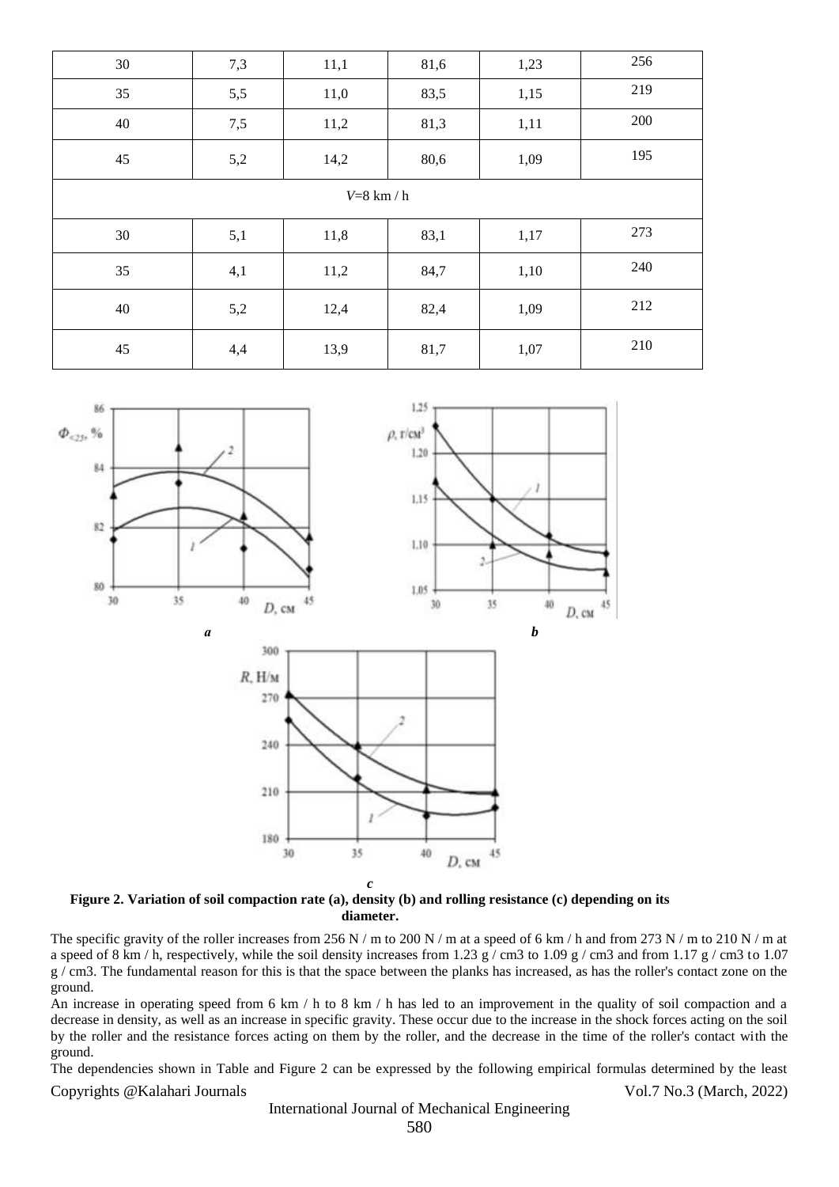| 30 | 7,3 | 11,1 | 81,6 | 1,23 | 256 |
|---|---|---|---|---|---|
| 35 | 5,5 | 11,0 | 83,5 | 1,15 | 219 |
| 40 | 7,5 | 11,2 | 81,3 | 1,11 | 200 |
| 45 | 5,2 | 14,2 | 80,6 | 1,09 | 195 |
| $V$=8 km / h | | | | | |
| 30 | 5,1 | 11,8 | 83,1 | 1,17 | 273 |
| 35 | 4,1 | 11,2 | 84,7 | 1,10 | 240 |
| 40 | 5,2 | 12,4 | 82,4 | 1,09 | 212 |
| 45 | 4,4 | 13,9 | 81,7 | 1,07 | 210 |

**Figure 2. Variation of soil compaction rate (a), density (b) and rolling resistance (c) depending on its diameter.**

The specific gravity of the roller increases from 256 N / m to 200 N / m at a speed of 6 km / h and from 273 N / m to 210 N / m at a speed of 8 km / h, respectively, while the soil density increases from 1.23 g / cm3 to 1.09 g / cm3 and from 1.17 g / cm3 to 1.07 g / cm3. The fundamental reason for this is that the space between the planks has increased, as has the roller's contact zone on the ground.

An increase in operating speed from 6 km / h to 8 km / h has led to an improvement in the quality of soil compaction and a decrease in density, as well as an increase in specific gravity. These occur due to the increase in the shock forces acting on the soil by the roller and the resistance forces acting on them by the roller, and the decrease in the time of the roller's contact with the ground.

The dependencies shown in Table and Figure 2 can be expressed by the following empirical formulas determined by the least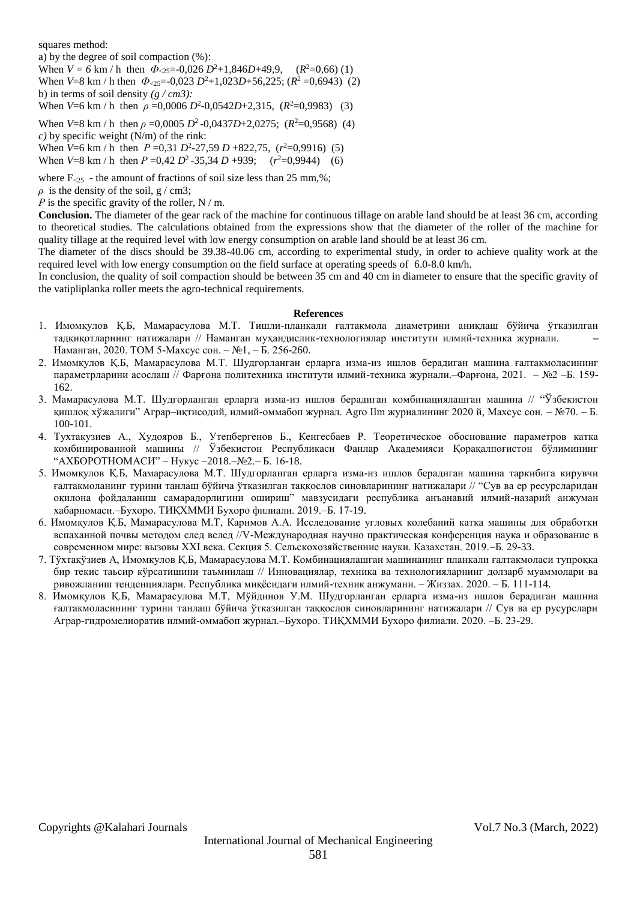squares method:

a) by the degree of soil compaction (%):

When $V = 6$ km / h then $Ф_{<25}$=-0,026 $D^2$+1,846$D$+49,9, ($R^2$=0,66) (1)

When $V$=8 km / h then $Ф_{<25}$=-0,023 $D^2$+1,023$D$+56,225; ($R^2$ =0,6943) (2)

b) in terms of soil density *(g / cm3):*

When $V$=6 km / h then $\rho$ =0,0006 $D^2$-0,0542$D$+2,315, ($R^2$=0,9983) (3)

When $V$=8 km / h then $\rho$ =0,0005 $D^2$ -0,0437$D$+2,0275; ($R^2$=0,9568) (4)

*c)* by specific weight (N/m) of the rink:

When $V$=6 km / h then $P$ =0,31 $D^2$-27,59 $D$ +822,75, ($r^2$=0,9916) (5)

When $V$=8 km / h then $P$ =0,42 $D^2$ -35,34 $D$ +939; ($r^2$=0,9944) (6)

where $F_{<25}$ - the amount of fractions of soil size less than 25 mm,%;

$\rho$ is the density of the soil, g / cm3;

$P$ is the specific gravity of the roller, N / m.

**Conclusion.** The diameter of the gear rack of the machine for continuous tillage on arable land should be at least 36 cm, according to theoretical studies. The calculations obtained from the expressions show that the diameter of the roller of the machine for quality tillage at the required level with low energy consumption on arable land should be at least 36 cm.

The diameter of the discs should be 39.38-40.06 cm, according to experimental study, in order to achieve quality work at the required level with low energy consumption on the field surface at operating speeds of 6.0-8.0 km/h.

In conclusion, the quality of soil compaction should be between 35 cm and 40 cm in diameter to ensure that the specific gravity of the vatipliplanka roller meets the agro-technical requirements.

## References

1. Имомқулов Қ.Б, Мамарасулова М.Т. Тишли-планкали ғалтакмола диаметрини аниқлаш бўйича ўтказилган тадқиқотларнинг натижалари // Наманган муҳандислик-технологиялар институти илмий-техника журнали. – Наманган, 2020. ТОМ 5-Махсус сон. – №1, – Б. 256-260.
2. Имомқулов Қ.Б, Мамарасулова М.Т. Шудгорланган ерларга изма-из ишлов берадиган машина ғалтакмоласининг параметрларини асослаш // Фарғона политехника институти илмий-техника журнали.–Фарғона, 2021. – №2 –Б. 159-162.
3. Мамарасулова М.Т. Шудгорланган ерларга изма-из ишлов берадиган комбинациялашган машина // "Ўзбекистон қишлоқ хўжалиги" Аграр–иқтисодий, илмий-оммабоп журнал. Agro Ilm журналининг 2020 й, Махсус сон. – №70. – Б. 100-101.
4. Тухтакузиев А., Худояров Б., Утепбергенов Б., Кенгесбаев Р. Теоретическое обоснование параметров катка комбинированной машины // Ўзбекистон Республикаси Фанлар Академияси Қорақалпоғистон бўлимининг "АХБОРОТНОМАСИ" – Нукус –2018.–№2.– Б. 16-18.
5. Имомқулов Қ.Б, Мамарасулова М.Т. Шудгорланган ерларга изма-из ишлов берадиган машина таркибига кирувчи ғалтакмоланинг турини танлаш бўйича ўтказилган таққослов синовларининг натижалари // "Сув ва ер ресурсларидан оқилона фойдаланиш самарадорлигини ошириш" мавзусидаги республика анъанавий илмий-назарий анжуман хабарномаси.–Бухоро. ТИҚХММИ Бухоро филиали. 2019.–Б. 17-19.
6. Имомқулов Қ.Б, Мамарасулова М.Т, Каримов А.А. Исследование угловых колебаний катка машины для обработки вспаханной почвы методом след вслед //V-Международная научно практическая конференция наука и образование в современном мире: вызовы XXI века. Секция 5. Сельскохозяйственные науки. Казахстан. 2019.–Б. 29-33.
7. Тўхтақўзиев А, Имомқулов Қ.Б, Мамарасулова М.Т. Комбинациялашган машинанинг планкали ғалтакмоласи тупроққа бир текис таьсир кўрсатишини таъминлаш // Инновациялар, техника ва технологияларнинг долзарб муаммолари ва ривожланиш тенденциялари. Республика микёсидаги илмий-техник анжумани. – Жиззах. 2020. – Б. 111-114.
8. Имомқулов Қ.Б, Мамарасулова М.Т, Мўйдинов У.М. Шудгорланган ерларга изма-из ишлов берадиган машина ғалтакмоласининг турини танлаш бўйича ўтказилган таққослов синовларининг натижалари // Сув ва ер русурслари Аграр-гидромелиоратив илмий-оммабоп журнал.–Бухоро. ТИҚХММИ Бухоро филиали. 2020. –Б. 23-29.